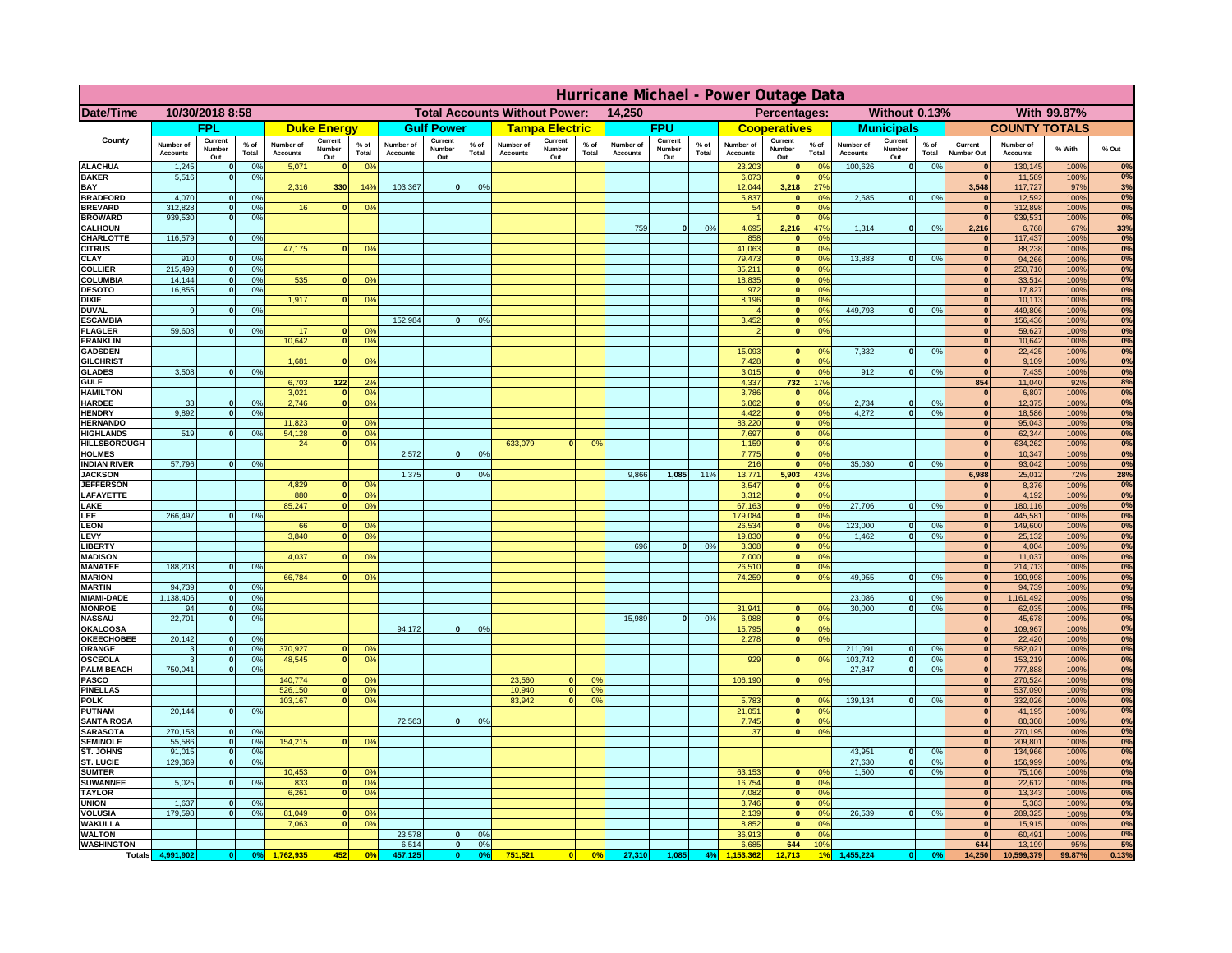# Hurricane Michael - Power Outage Data

| Date/Time | 10/30/2018 8:58 | | | Total Accounts Without Power: | | | | | | 14,250 | | | | | Percentages: | | | Without 0.13% | | | With 99.87% | | | |
|---|---|---|---|---|---|---|---|---|---|---|---|---|---|---|---|---|---|---|---|---|---|---|---|---|
| | FPL | | | Duke Energy | | | Gulf Power | | | Tampa Electric | | | FPU | | | Cooperatives | | | Municipals | | | COUNTY TOTALS | | | |
| County | Number of Accounts | Current Number Out | % of Total | Number of Accounts | Current Number Out | % of Total | Number of Accounts | Current Number Out | % of Total | Number of Accounts | Current Number Out | % of Total | Number of Accounts | Current Number Out | % of Total | Number of Accounts | Current Number Out | % of Total | Number of Accounts | Current Number Out | % of Total | Current Number Out | Number of Accounts | % With | % Out |
| ALACHUA | 1,245 | 0 | 0% | 5,071 | 0 | 0% | | | | | | | | | | 23,203 | 0 | 0% | 100,626 | 0 | 0% | 0 | 130,145 | 100% | 0% |
| BAKER | 5,516 | 0 | 0% | | | | | | | | | | | | | 6,073 | 0 | 0% | | | | 0 | 11,589 | 100% | 0% |
| BAY | | | | 2,316 | 330 | 14% | 103,367 | 0 | 0% | | | | | | | 12,044 | 3,218 | 27% | | | | 3,548 | 117,727 | 97% | 3% |
| BRADFORD | 4,070 | 0 | 0% | | | | | | | | | | | | | 5,837 | 0 | 0% | 2,685 | 0 | 0% | 0 | 12,592 | 100% | 0% |
| BREVARD | 312,828 | 0 | 0% | 16 | 0 | 0% | | | | | | | | | | 54 | 0 | 0% | | | | 0 | 312,898 | 100% | 0% |
| BROWARD | 939,530 | 0 | 0% | | | | | | | | | | | | | 1 | 0 | 0% | | | | 0 | 939,531 | 100% | 0% |
| CALHOUN | | | | | | | | | | | | | 759 | 0 | 0% | 4,695 | 2,216 | 47% | 1,314 | 0 | 0% | 2,216 | 6,768 | 67% | 33% |
| CHARLOTTE | 116,579 | 0 | 0% | | | | | | | | | | | | | 858 | 0 | 0% | | | | 0 | 117,437 | 100% | 0% |
| CITRUS | | | | 47,175 | 0 | 0% | | | | | | | | | | 41,063 | 0 | 0% | | | | 0 | 88,238 | 100% | 0% |
| CLAY | 910 | 0 | 0% | | | | | | | | | | | | | 79,473 | 0 | 0% | 13,883 | 0 | 0% | 0 | 94,266 | 100% | 0% |
| COLLIER | 215,499 | 0 | 0% | | | | | | | | | | | | | 35,211 | 0 | 0% | | | | 0 | 250,710 | 100% | 0% |
| COLUMBIA | 14,144 | 0 | 0% | 535 | 0 | 0% | | | | | | | | | | 18,835 | 0 | 0% | | | | 0 | 33,514 | 100% | 0% |
| DESOTO | 16,855 | 0 | 0% | | | | | | | | | | | | | 972 | 0 | 0% | | | | 0 | 17,827 | 100% | 0% |
| DIXIE | | | | 1,917 | 0 | 0% | | | | | | | | | | 8,196 | 0 | 0% | | | | 0 | 10,113 | 100% | 0% |
| DUVAL | 9 | 0 | 0% | | | | | | | | | | | | | 4 | 0 | 0% | 449,793 | 0 | 0% | 0 | 449,806 | 100% | 0% |
| ESCAMBIA | | | | | | | 152,984 | 0 | 0% | | | | | | | 3,452 | 0 | 0% | | | | 0 | 156,436 | 100% | 0% |
| FLAGLER | 59,608 | 0 | 0% | 17 | 0 | 0% | | | | | | | | | | 2 | 0 | 0% | | | | 0 | 59,627 | 100% | 0% |
| FRANKLIN | | | | 10,642 | 0 | 0% | | | | | | | | | | | | | | | | 0 | 10,642 | 100% | 0% |
| GADSDEN | | | | | | | | | | | | | | | | 15,093 | 0 | 0% | 7,332 | 0 | 0% | 0 | 22,425 | 100% | 0% |
| GILCHRIST | | | | 1,681 | 0 | 0% | | | | | | | | | | 7,428 | 0 | 0% | | | | 0 | 9,109 | 100% | 0% |
| GLADES | 3,508 | 0 | 0% | | | | | | | | | | | | | 3,015 | 0 | 0% | 912 | 0 | 0% | 0 | 7,435 | 100% | 0% |
| GULF | | | | 6,703 | 122 | 2% | | | | | | | | | | 4,337 | 732 | 17% | | | | 854 | 11,040 | 92% | 8% |
| HAMILTON | | | | 3,021 | 0 | 0% | | | | | | | | | | 3,786 | 0 | 0% | | | | 0 | 6,807 | 100% | 0% |
| HARDEE | 33 | 0 | 0% | 2,746 | 0 | 0% | | | | | | | | | | 6,862 | 0 | 0% | 2,734 | 0 | 0% | 0 | 12,375 | 100% | 0% |
| HENDRY | 9,892 | 0 | 0% | | | | | | | | | | | | | 4,422 | 0 | 0% | 4,272 | 0 | 0% | 0 | 18,586 | 100% | 0% |
| HERNANDO | | | | 11,823 | 0 | 0% | | | | | | | | | | 83,220 | 0 | 0% | | | | 0 | 95,043 | 100% | 0% |
| HIGHLANDS | 519 | 0 | 0% | 54,128 | 0 | 0% | | | | | | | | | | 7,697 | 0 | 0% | | | | 0 | 62,344 | 100% | 0% |
| HILLSBOROUGH | | | | 24 | 0 | 0% | | | | 633,079 | 0 | 0% | | | | 1,159 | 0 | 0% | | | | 0 | 634,262 | 100% | 0% |
| HOLMES | | | | | | | 2,572 | 0 | 0% | | | | | | | 7,775 | 0 | 0% | | | | 0 | 10,347 | 100% | 0% |
| INDIAN RIVER | 57,796 | 0 | 0% | | | | | | | | | | | | | 216 | 0 | 0% | 35,030 | 0 | 0% | 0 | 93,042 | 100% | 0% |
| JACKSON | | | | | | | 1,375 | 0 | 0% | | | | 9,866 | 1,085 | 11% | 13,771 | 5,903 | 43% | | | | 6,988 | 25,012 | 72% | 28% |
| JEFFERSON | | | | 4,829 | 0 | 0% | | | | | | | | | | 3,547 | 0 | 0% | | | | 0 | 8,376 | 100% | 0% |
| LAFAYETTE | | | | 880 | 0 | 0% | | | | | | | | | | 3,312 | 0 | 0% | | | | 0 | 4,192 | 100% | 0% |
| LAKE | | | | 85,247 | 0 | 0% | | | | | | | | | | 67,163 | 0 | 0% | 27,706 | 0 | 0% | 0 | 180,116 | 100% | 0% |
| LEE | 266,497 | 0 | 0% | | | | | | | | | | | | | 179,084 | 0 | 0% | | | | 0 | 445,581 | 100% | 0% |
| LEON | | | | 66 | 0 | 0% | | | | | | | | | | 26,534 | 0 | 0% | 123,000 | 0 | 0% | 0 | 149,600 | 100% | 0% |
| LEVY | | | | 3,840 | 0 | 0% | | | | | | | | | | 19,830 | 0 | 0% | 1,462 | 0 | 0% | 0 | 25,132 | 100% | 0% |
| LIBERTY | | | | | | | | | | | | | 696 | 0 | 0% | 3,308 | 0 | 0% | | | | 0 | 4,004 | 100% | 0% |
| MADISON | | | | 4,037 | 0 | 0% | | | | | | | | | | 7,000 | 0 | 0% | | | | 0 | 11,037 | 100% | 0% |
| MANATEE | 188,203 | 0 | 0% | | | | | | | | | | | | | 26,510 | 0 | 0% | | | | 0 | 214,713 | 100% | 0% |
| MARION | | | | 66,784 | 0 | 0% | | | | | | | | | | 74,259 | 0 | 0% | 49,955 | 0 | 0% | 0 | 190,998 | 100% | 0% |
| MARTIN | 94,739 | 0 | 0% | | | | | | | | | | | | | | | | | | | 0 | 94,739 | 100% | 0% |
| MIAMI-DADE | 1,138,406 | 0 | 0% | | | | | | | | | | | | | | | | 23,086 | 0 | 0% | 0 | 1,161,492 | 100% | 0% |
| MONROE | 94 | 0 | 0% | | | | | | | | | | | | | 31,941 | 0 | 0% | 30,000 | 0 | 0% | 0 | 62,035 | 100% | 0% |
| NASSAU | 22,701 | 0 | 0% | | | | | | | | | | 15,989 | 0 | 0% | 6,988 | 0 | 0% | | | | 0 | 45,678 | 100% | 0% |
| OKALOOSA | | | | | | | 94,172 | 0 | 0% | | | | | | | 15,795 | 0 | 0% | | | | 0 | 109,967 | 100% | 0% |
| OKEECHOBEE | 20,142 | 0 | 0% | | | | | | | | | | | | | 2,278 | 0 | 0% | | | | 0 | 22,420 | 100% | 0% |
| ORANGE | 3 | 0 | 0% | 370,927 | 0 | 0% | | | | | | | | | | | | | 211,091 | 0 | 0% | 0 | 582,021 | 100% | 0% |
| OSCEOLA | 3 | 0 | 0% | 48,545 | 0 | 0% | | | | | | | | | | 929 | 0 | 0% | 103,742 | 0 | 0% | 0 | 153,219 | 100% | 0% |
| PALM BEACH | 750,041 | 0 | 0% | | | | | | | | | | | | | | | | 27,847 | 0 | 0% | 0 | 777,888 | 100% | 0% |
| PASCO | | | | 140,774 | 0 | 0% | | | | 23,560 | 0 | 0% | | | | 106,190 | 0 | 0% | | | | 0 | 270,524 | 100% | 0% |
| PINELLAS | | | | 526,150 | 0 | 0% | | | | 10,940 | 0 | 0% | | | | | | | | | | 0 | 537,090 | 100% | 0% |
| POLK | | | | 103,167 | 0 | 0% | | | | 83,942 | 0 | 0% | | | | 5,783 | 0 | 0% | 139,134 | 0 | 0% | 0 | 332,026 | 100% | 0% |
| PUTNAM | 20,144 | 0 | 0% | | | | | | | | | | | | | 21,051 | 0 | 0% | | | | 0 | 41,195 | 100% | 0% |
| SANTA ROSA | | | | | | | 72,563 | 0 | 0% | | | | | | | 7,745 | 0 | 0% | | | | 0 | 80,308 | 100% | 0% |
| SARASOTA | 270,158 | 0 | 0% | | | | | | | | | | | | | 37 | 0 | 0% | | | | 0 | 270,195 | 100% | 0% |
| SEMINOLE | 55,586 | 0 | 0% | 154,215 | 0 | 0% | | | | | | | | | | | | | | | | 0 | 209,801 | 100% | 0% |
| ST. JOHNS | 91,015 | 0 | 0% | | | | | | | | | | | | | | | | 43,951 | 0 | 0% | 0 | 134,966 | 100% | 0% |
| ST. LUCIE | 129,369 | 0 | 0% | | | | | | | | | | | | | | | | 27,630 | 0 | 0% | 0 | 156,999 | 100% | 0% |
| SUMTER | | | | 10,453 | 0 | 0% | | | | | | | | | | 63,153 | 0 | 0% | 1,500 | 0 | 0% | 0 | 75,106 | 100% | 0% |
| SUWANNEE | 5,025 | 0 | 0% | 833 | 0 | 0% | | | | | | | | | | 16,754 | 0 | 0% | | | | 0 | 22,612 | 100% | 0% |
| TAYLOR | | | | 6,261 | 0 | 0% | | | | | | | | | | 7,082 | 0 | 0% | | | | 0 | 13,343 | 100% | 0% |
| UNION | 1,637 | 0 | 0% | | | | | | | | | | | | | 3,746 | 0 | 0% | | | | 0 | 5,383 | 100% | 0% |
| VOLUSIA | 179,598 | 0 | 0% | 81,049 | 0 | 0% | | | | | | | | | | 2,139 | 0 | 0% | 26,539 | 0 | 0% | 0 | 289,325 | 100% | 0% |
| WAKULLA | | | | 7,063 | 0 | 0% | | | | | | | | | | 8,852 | 0 | 0% | | | | 0 | 15,915 | 100% | 0% |
| WALTON | | | | | | | 23,578 | 0 | 0% | | | | | | | 36,913 | 0 | 0% | | | | 0 | 60,491 | 100% | 0% |
| WASHINGTON | | | | | | | 6,514 | 0 | 0% | | | | | | | 6,685 | 644 | 10% | | | | 644 | 13,199 | 95% | 5% |
| Totals | 4,991,902 | 0 | 0% | 1,762,935 | 452 | 0% | 457,125 | 0 | 0% | 751,521 | 0 | 0% | 27,310 | 1,085 | 4% | 1,153,362 | 12,713 | 1% | 1,455,224 | 0 | 0% | 14,250 | 10,599,379 | 99.87% | 0.13% |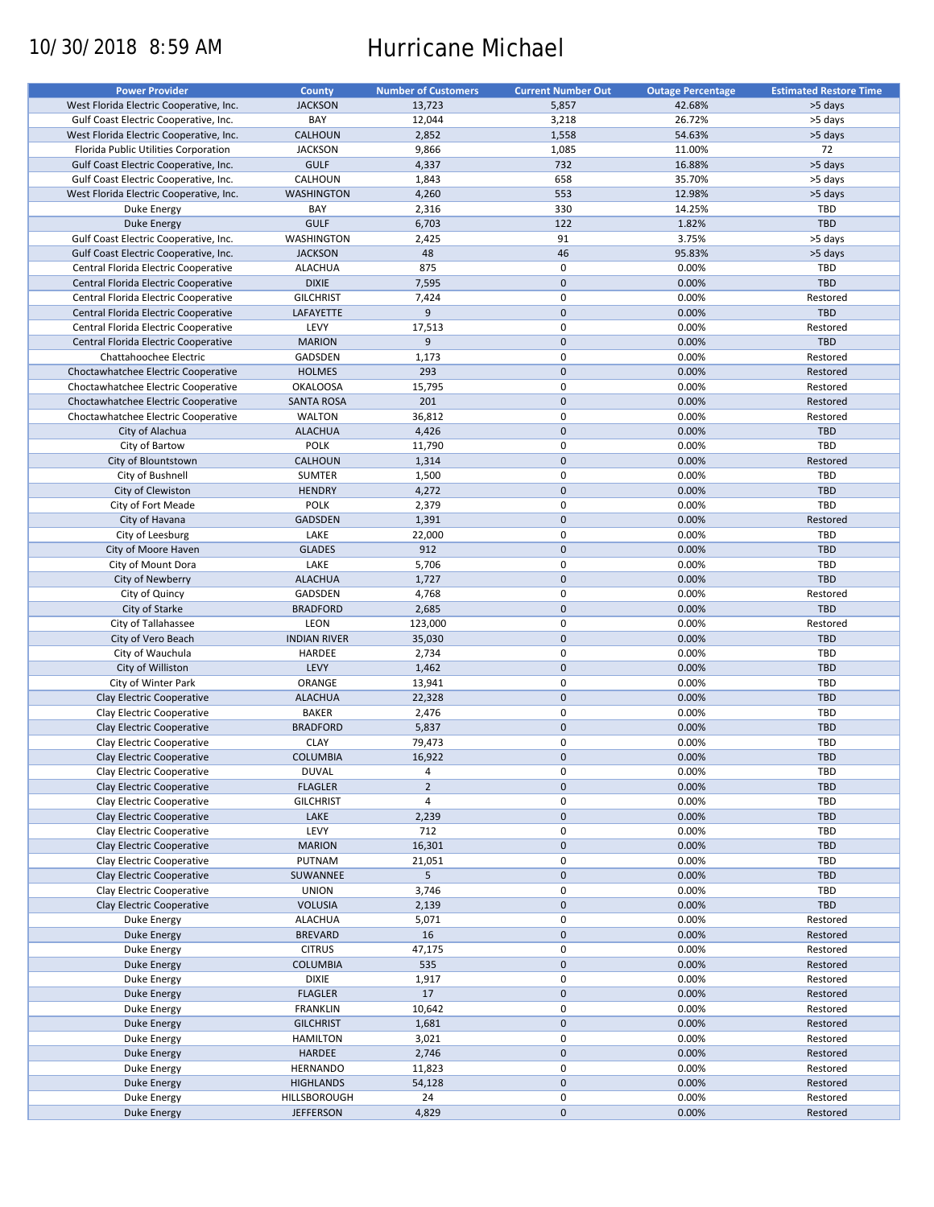10/30/2018 8:59 AM

# Hurricane Michael

| Power Provider | County | Number of Customers | Current Number Out | Outage Percentage | Estimated Restore Time |
|---|---|---|---|---|---|
| West Florida Electric Cooperative, Inc. | JACKSON | 13,723 | 5,857 | 42.68% | >5 days |
| Gulf Coast Electric Cooperative, Inc. | BAY | 12,044 | 3,218 | 26.72% | >5 days |
| West Florida Electric Cooperative, Inc. | CALHOUN | 2,852 | 1,558 | 54.63% | >5 days |
| Florida Public Utilities Corporation | JACKSON | 9,866 | 1,085 | 11.00% | 72 |
| Gulf Coast Electric Cooperative, Inc. | GULF | 4,337 | 732 | 16.88% | >5 days |
| Gulf Coast Electric Cooperative, Inc. | CALHOUN | 1,843 | 658 | 35.70% | >5 days |
| West Florida Electric Cooperative, Inc. | WASHINGTON | 4,260 | 553 | 12.98% | >5 days |
| Duke Energy | BAY | 2,316 | 330 | 14.25% | TBD |
| Duke Energy | GULF | 6,703 | 122 | 1.82% | TBD |
| Gulf Coast Electric Cooperative, Inc. | WASHINGTON | 2,425 | 91 | 3.75% | >5 days |
| Gulf Coast Electric Cooperative, Inc. | JACKSON | 48 | 46 | 95.83% | >5 days |
| Central Florida Electric Cooperative | ALACHUA | 875 | 0 | 0.00% | TBD |
| Central Florida Electric Cooperative | DIXIE | 7,595 | 0 | 0.00% | TBD |
| Central Florida Electric Cooperative | GILCHRIST | 7,424 | 0 | 0.00% | Restored |
| Central Florida Electric Cooperative | LAFAYETTE | 9 | 0 | 0.00% | TBD |
| Central Florida Electric Cooperative | LEVY | 17,513 | 0 | 0.00% | Restored |
| Central Florida Electric Cooperative | MARION | 9 | 0 | 0.00% | TBD |
| Chattahoochee Electric | GADSDEN | 1,173 | 0 | 0.00% | Restored |
| Choctawhatchee Electric Cooperative | HOLMES | 293 | 0 | 0.00% | Restored |
| Choctawhatchee Electric Cooperative | OKALOOSA | 15,795 | 0 | 0.00% | Restored |
| Choctawhatchee Electric Cooperative | SANTA ROSA | 201 | 0 | 0.00% | Restored |
| Choctawhatchee Electric Cooperative | WALTON | 36,812 | 0 | 0.00% | Restored |
| City of Alachua | ALACHUA | 4,426 | 0 | 0.00% | TBD |
| City of Bartow | POLK | 11,790 | 0 | 0.00% | TBD |
| City of Blountstown | CALHOUN | 1,314 | 0 | 0.00% | Restored |
| City of Bushnell | SUMTER | 1,500 | 0 | 0.00% | TBD |
| City of Clewiston | HENDRY | 4,272 | 0 | 0.00% | TBD |
| City of Fort Meade | POLK | 2,379 | 0 | 0.00% | TBD |
| City of Havana | GADSDEN | 1,391 | 0 | 0.00% | Restored |
| City of Leesburg | LAKE | 22,000 | 0 | 0.00% | TBD |
| City of Moore Haven | GLADES | 912 | 0 | 0.00% | TBD |
| City of Mount Dora | LAKE | 5,706 | 0 | 0.00% | TBD |
| City of Newberry | ALACHUA | 1,727 | 0 | 0.00% | TBD |
| City of Quincy | GADSDEN | 4,768 | 0 | 0.00% | Restored |
| City of Starke | BRADFORD | 2,685 | 0 | 0.00% | TBD |
| City of Tallahassee | LEON | 123,000 | 0 | 0.00% | Restored |
| City of Vero Beach | INDIAN RIVER | 35,030 | 0 | 0.00% | TBD |
| City of Wauchula | HARDEE | 2,734 | 0 | 0.00% | TBD |
| City of Williston | LEVY | 1,462 | 0 | 0.00% | TBD |
| City of Winter Park | ORANGE | 13,941 | 0 | 0.00% | TBD |
| Clay Electric Cooperative | ALACHUA | 22,328 | 0 | 0.00% | TBD |
| Clay Electric Cooperative | BAKER | 2,476 | 0 | 0.00% | TBD |
| Clay Electric Cooperative | BRADFORD | 5,837 | 0 | 0.00% | TBD |
| Clay Electric Cooperative | CLAY | 79,473 | 0 | 0.00% | TBD |
| Clay Electric Cooperative | COLUMBIA | 16,922 | 0 | 0.00% | TBD |
| Clay Electric Cooperative | DUVAL | 4 | 0 | 0.00% | TBD |
| Clay Electric Cooperative | FLAGLER | 2 | 0 | 0.00% | TBD |
| Clay Electric Cooperative | GILCHRIST | 4 | 0 | 0.00% | TBD |
| Clay Electric Cooperative | LAKE | 2,239 | 0 | 0.00% | TBD |
| Clay Electric Cooperative | LEVY | 712 | 0 | 0.00% | TBD |
| Clay Electric Cooperative | MARION | 16,301 | 0 | 0.00% | TBD |
| Clay Electric Cooperative | PUTNAM | 21,051 | 0 | 0.00% | TBD |
| Clay Electric Cooperative | SUWANNEE | 5 | 0 | 0.00% | TBD |
| Clay Electric Cooperative | UNION | 3,746 | 0 | 0.00% | TBD |
| Clay Electric Cooperative | VOLUSIA | 2,139 | 0 | 0.00% | TBD |
| Duke Energy | ALACHUA | 5,071 | 0 | 0.00% | Restored |
| Duke Energy | BREVARD | 16 | 0 | 0.00% | Restored |
| Duke Energy | CITRUS | 47,175 | 0 | 0.00% | Restored |
| Duke Energy | COLUMBIA | 535 | 0 | 0.00% | Restored |
| Duke Energy | DIXIE | 1,917 | 0 | 0.00% | Restored |
| Duke Energy | FLAGLER | 17 | 0 | 0.00% | Restored |
| Duke Energy | FRANKLIN | 10,642 | 0 | 0.00% | Restored |
| Duke Energy | GILCHRIST | 1,681 | 0 | 0.00% | Restored |
| Duke Energy | HAMILTON | 3,021 | 0 | 0.00% | Restored |
| Duke Energy | HARDEE | 2,746 | 0 | 0.00% | Restored |
| Duke Energy | HERNANDO | 11,823 | 0 | 0.00% | Restored |
| Duke Energy | HIGHLANDS | 54,128 | 0 | 0.00% | Restored |
| Duke Energy | HILLSBOROUGH | 24 | 0 | 0.00% | Restored |
| Duke Energy | JEFFERSON | 4,829 | 0 | 0.00% | Restored |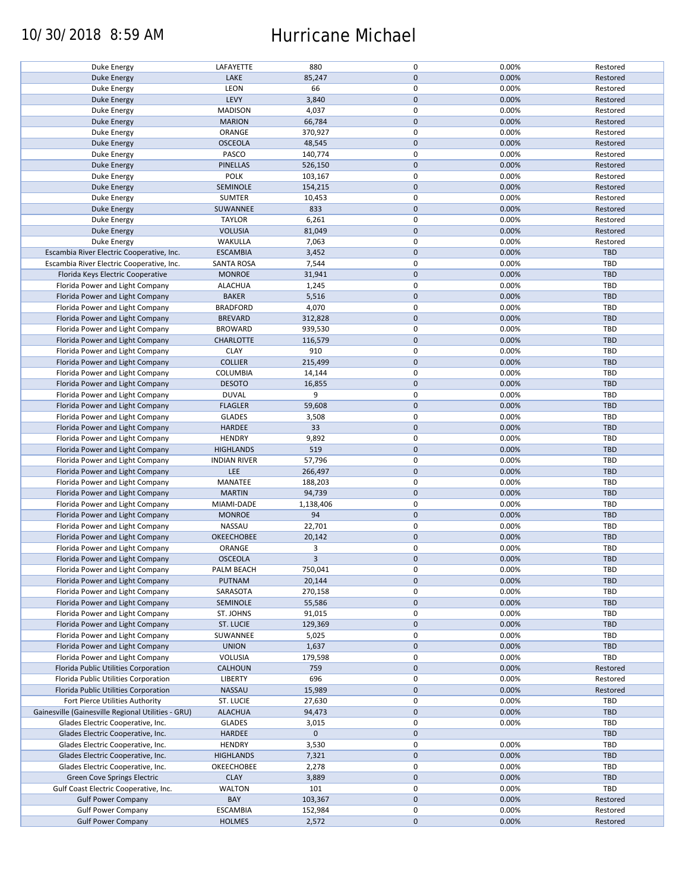| | | | | | |
|---|---|---|---|---|---|
| Duke Energy | LAFAYETTE | 880 | 0 | 0.00% | Restored |
| Duke Energy | LAKE | 85,247 | 0 | 0.00% | Restored |
| Duke Energy | LEON | 66 | 0 | 0.00% | Restored |
| Duke Energy | LEVY | 3,840 | 0 | 0.00% | Restored |
| Duke Energy | MADISON | 4,037 | 0 | 0.00% | Restored |
| Duke Energy | MARION | 66,784 | 0 | 0.00% | Restored |
| Duke Energy | ORANGE | 370,927 | 0 | 0.00% | Restored |
| Duke Energy | OSCEOLA | 48,545 | 0 | 0.00% | Restored |
| Duke Energy | PASCO | 140,774 | 0 | 0.00% | Restored |
| Duke Energy | PINELLAS | 526,150 | 0 | 0.00% | Restored |
| Duke Energy | POLK | 103,167 | 0 | 0.00% | Restored |
| Duke Energy | SEMINOLE | 154,215 | 0 | 0.00% | Restored |
| Duke Energy | SUMTER | 10,453 | 0 | 0.00% | Restored |
| Duke Energy | SUWANNEE | 833 | 0 | 0.00% | Restored |
| Duke Energy | TAYLOR | 6,261 | 0 | 0.00% | Restored |
| Duke Energy | VOLUSIA | 81,049 | 0 | 0.00% | Restored |
| Duke Energy | WAKULLA | 7,063 | 0 | 0.00% | Restored |
| Escambia River Electric Cooperative, Inc. | ESCAMBIA | 3,452 | 0 | 0.00% | TBD |
| Escambia River Electric Cooperative, Inc. | SANTA ROSA | 7,544 | 0 | 0.00% | TBD |
| Florida Keys Electric Cooperative | MONROE | 31,941 | 0 | 0.00% | TBD |
| Florida Power and Light Company | ALACHUA | 1,245 | 0 | 0.00% | TBD |
| Florida Power and Light Company | BAKER | 5,516 | 0 | 0.00% | TBD |
| Florida Power and Light Company | BRADFORD | 4,070 | 0 | 0.00% | TBD |
| Florida Power and Light Company | BREVARD | 312,828 | 0 | 0.00% | TBD |
| Florida Power and Light Company | BROWARD | 939,530 | 0 | 0.00% | TBD |
| Florida Power and Light Company | CHARLOTTE | 116,579 | 0 | 0.00% | TBD |
| Florida Power and Light Company | CLAY | 910 | 0 | 0.00% | TBD |
| Florida Power and Light Company | COLLIER | 215,499 | 0 | 0.00% | TBD |
| Florida Power and Light Company | COLUMBIA | 14,144 | 0 | 0.00% | TBD |
| Florida Power and Light Company | DESOTO | 16,855 | 0 | 0.00% | TBD |
| Florida Power and Light Company | DUVAL | 9 | 0 | 0.00% | TBD |
| Florida Power and Light Company | FLAGLER | 59,608 | 0 | 0.00% | TBD |
| Florida Power and Light Company | GLADES | 3,508 | 0 | 0.00% | TBD |
| Florida Power and Light Company | HARDEE | 33 | 0 | 0.00% | TBD |
| Florida Power and Light Company | HENDRY | 9,892 | 0 | 0.00% | TBD |
| Florida Power and Light Company | HIGHLANDS | 519 | 0 | 0.00% | TBD |
| Florida Power and Light Company | INDIAN RIVER | 57,796 | 0 | 0.00% | TBD |
| Florida Power and Light Company | LEE | 266,497 | 0 | 0.00% | TBD |
| Florida Power and Light Company | MANATEE | 188,203 | 0 | 0.00% | TBD |
| Florida Power and Light Company | MARTIN | 94,739 | 0 | 0.00% | TBD |
| Florida Power and Light Company | MIAMI-DADE | 1,138,406 | 0 | 0.00% | TBD |
| Florida Power and Light Company | MONROE | 94 | 0 | 0.00% | TBD |
| Florida Power and Light Company | NASSAU | 22,701 | 0 | 0.00% | TBD |
| Florida Power and Light Company | OKEECHOBEE | 20,142 | 0 | 0.00% | TBD |
| Florida Power and Light Company | ORANGE | 3 | 0 | 0.00% | TBD |
| Florida Power and Light Company | OSCEOLA | 3 | 0 | 0.00% | TBD |
| Florida Power and Light Company | PALM BEACH | 750,041 | 0 | 0.00% | TBD |
| Florida Power and Light Company | PUTNAM | 20,144 | 0 | 0.00% | TBD |
| Florida Power and Light Company | SARASOTA | 270,158 | 0 | 0.00% | TBD |
| Florida Power and Light Company | SEMINOLE | 55,586 | 0 | 0.00% | TBD |
| Florida Power and Light Company | ST. JOHNS | 91,015 | 0 | 0.00% | TBD |
| Florida Power and Light Company | ST. LUCIE | 129,369 | 0 | 0.00% | TBD |
| Florida Power and Light Company | SUWANNEE | 5,025 | 0 | 0.00% | TBD |
| Florida Power and Light Company | UNION | 1,637 | 0 | 0.00% | TBD |
| Florida Power and Light Company | VOLUSIA | 179,598 | 0 | 0.00% | TBD |
| Florida Public Utilities Corporation | CALHOUN | 759 | 0 | 0.00% | Restored |
| Florida Public Utilities Corporation | LIBERTY | 696 | 0 | 0.00% | Restored |
| Florida Public Utilities Corporation | NASSAU | 15,989 | 0 | 0.00% | Restored |
| Fort Pierce Utilities Authority | ST. LUCIE | 27,630 | 0 | 0.00% | TBD |
| Gainesville (Gainesville Regional Utilities - GRU) | ALACHUA | 94,473 | 0 | 0.00% | TBD |
| Glades Electric Cooperative, Inc. | GLADES | 3,015 | 0 | 0.00% | TBD |
| Glades Electric Cooperative, Inc. | HARDEE | 0 | 0 | | TBD |
| Glades Electric Cooperative, Inc. | HENDRY | 3,530 | 0 | 0.00% | TBD |
| Glades Electric Cooperative, Inc. | HIGHLANDS | 7,321 | 0 | 0.00% | TBD |
| Glades Electric Cooperative, Inc. | OKEECHOBEE | 2,278 | 0 | 0.00% | TBD |
| Green Cove Springs Electric | CLAY | 3,889 | 0 | 0.00% | TBD |
| Gulf Coast Electric Cooperative, Inc. | WALTON | 101 | 0 | 0.00% | TBD |
| Gulf Power Company | BAY | 103,367 | 0 | 0.00% | Restored |
| Gulf Power Company | ESCAMBIA | 152,984 | 0 | 0.00% | Restored |
| Gulf Power Company | HOLMES | 2,572 | 0 | 0.00% | Restored |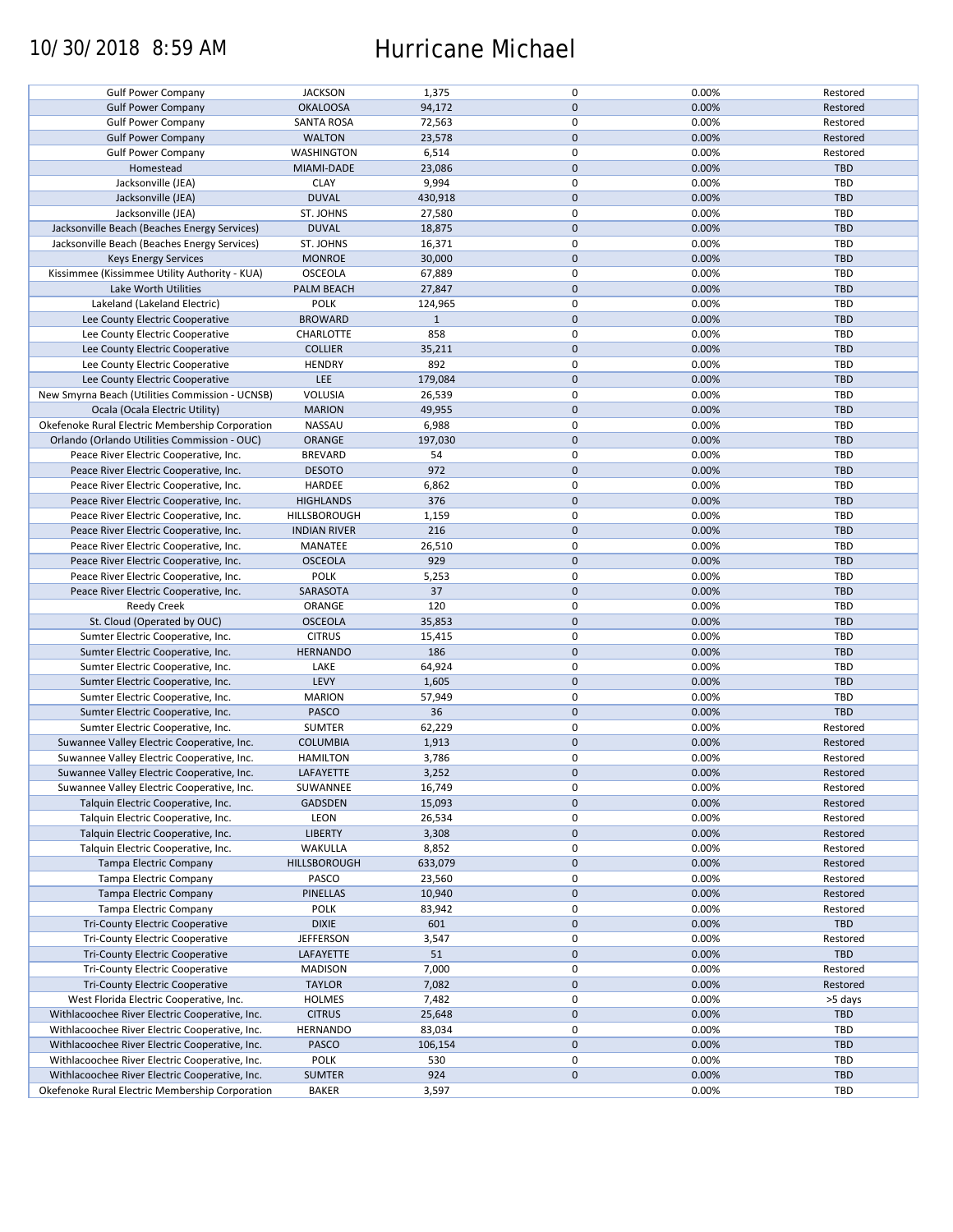10/30/2018 8:59 AM Hurricane Michael

| | | | | | |
|---|---|---|---|---|---|
| Gulf Power Company | JACKSON | 1,375 | 0 | 0.00% | Restored |
| Gulf Power Company | OKALOOSA | 94,172 | 0 | 0.00% | Restored |
| Gulf Power Company | SANTA ROSA | 72,563 | 0 | 0.00% | Restored |
| Gulf Power Company | WALTON | 23,578 | 0 | 0.00% | Restored |
| Gulf Power Company | WASHINGTON | 6,514 | 0 | 0.00% | Restored |
| Homestead | MIAMI-DADE | 23,086 | 0 | 0.00% | TBD |
| Jacksonville (JEA) | CLAY | 9,994 | 0 | 0.00% | TBD |
| Jacksonville (JEA) | DUVAL | 430,918 | 0 | 0.00% | TBD |
| Jacksonville (JEA) | ST. JOHNS | 27,580 | 0 | 0.00% | TBD |
| Jacksonville Beach (Beaches Energy Services) | DUVAL | 18,875 | 0 | 0.00% | TBD |
| Jacksonville Beach (Beaches Energy Services) | ST. JOHNS | 16,371 | 0 | 0.00% | TBD |
| Keys Energy Services | MONROE | 30,000 | 0 | 0.00% | TBD |
| Kissimmee (Kissimmee Utility Authority - KUA) | OSCEOLA | 67,889 | 0 | 0.00% | TBD |
| Lake Worth Utilities | PALM BEACH | 27,847 | 0 | 0.00% | TBD |
| Lakeland (Lakeland Electric) | POLK | 124,965 | 0 | 0.00% | TBD |
| Lee County Electric Cooperative | BROWARD | 1 | 0 | 0.00% | TBD |
| Lee County Electric Cooperative | CHARLOTTE | 858 | 0 | 0.00% | TBD |
| Lee County Electric Cooperative | COLLIER | 35,211 | 0 | 0.00% | TBD |
| Lee County Electric Cooperative | HENDRY | 892 | 0 | 0.00% | TBD |
| Lee County Electric Cooperative | LEE | 179,084 | 0 | 0.00% | TBD |
| New Smyrna Beach (Utilities Commission - UCNSB) | VOLUSIA | 26,539 | 0 | 0.00% | TBD |
| Ocala (Ocala Electric Utility) | MARION | 49,955 | 0 | 0.00% | TBD |
| Okefenoke Rural Electric Membership Corporation | NASSAU | 6,988 | 0 | 0.00% | TBD |
| Orlando (Orlando Utilities Commission - OUC) | ORANGE | 197,030 | 0 | 0.00% | TBD |
| Peace River Electric Cooperative, Inc. | BREVARD | 54 | 0 | 0.00% | TBD |
| Peace River Electric Cooperative, Inc. | DESOTO | 972 | 0 | 0.00% | TBD |
| Peace River Electric Cooperative, Inc. | HARDEE | 6,862 | 0 | 0.00% | TBD |
| Peace River Electric Cooperative, Inc. | HIGHLANDS | 376 | 0 | 0.00% | TBD |
| Peace River Electric Cooperative, Inc. | HILLSBOROUGH | 1,159 | 0 | 0.00% | TBD |
| Peace River Electric Cooperative, Inc. | INDIAN RIVER | 216 | 0 | 0.00% | TBD |
| Peace River Electric Cooperative, Inc. | MANATEE | 26,510 | 0 | 0.00% | TBD |
| Peace River Electric Cooperative, Inc. | OSCEOLA | 929 | 0 | 0.00% | TBD |
| Peace River Electric Cooperative, Inc. | POLK | 5,253 | 0 | 0.00% | TBD |
| Peace River Electric Cooperative, Inc. | SARASOTA | 37 | 0 | 0.00% | TBD |
| Reedy Creek | ORANGE | 120 | 0 | 0.00% | TBD |
| St. Cloud (Operated by OUC) | OSCEOLA | 35,853 | 0 | 0.00% | TBD |
| Sumter Electric Cooperative, Inc. | CITRUS | 15,415 | 0 | 0.00% | TBD |
| Sumter Electric Cooperative, Inc. | HERNANDO | 186 | 0 | 0.00% | TBD |
| Sumter Electric Cooperative, Inc. | LAKE | 64,924 | 0 | 0.00% | TBD |
| Sumter Electric Cooperative, Inc. | LEVY | 1,605 | 0 | 0.00% | TBD |
| Sumter Electric Cooperative, Inc. | MARION | 57,949 | 0 | 0.00% | TBD |
| Sumter Electric Cooperative, Inc. | PASCO | 36 | 0 | 0.00% | TBD |
| Sumter Electric Cooperative, Inc. | SUMTER | 62,229 | 0 | 0.00% | Restored |
| Suwannee Valley Electric Cooperative, Inc. | COLUMBIA | 1,913 | 0 | 0.00% | Restored |
| Suwannee Valley Electric Cooperative, Inc. | HAMILTON | 3,786 | 0 | 0.00% | Restored |
| Suwannee Valley Electric Cooperative, Inc. | LAFAYETTE | 3,252 | 0 | 0.00% | Restored |
| Suwannee Valley Electric Cooperative, Inc. | SUWANNEE | 16,749 | 0 | 0.00% | Restored |
| Talquin Electric Cooperative, Inc. | GADSDEN | 15,093 | 0 | 0.00% | Restored |
| Talquin Electric Cooperative, Inc. | LEON | 26,534 | 0 | 0.00% | Restored |
| Talquin Electric Cooperative, Inc. | LIBERTY | 3,308 | 0 | 0.00% | Restored |
| Talquin Electric Cooperative, Inc. | WAKULLA | 8,852 | 0 | 0.00% | Restored |
| Tampa Electric Company | HILLSBOROUGH | 633,079 | 0 | 0.00% | Restored |
| Tampa Electric Company | PASCO | 23,560 | 0 | 0.00% | Restored |
| Tampa Electric Company | PINELLAS | 10,940 | 0 | 0.00% | Restored |
| Tampa Electric Company | POLK | 83,942 | 0 | 0.00% | Restored |
| Tri-County Electric Cooperative | DIXIE | 601 | 0 | 0.00% | TBD |
| Tri-County Electric Cooperative | JEFFERSON | 3,547 | 0 | 0.00% | Restored |
| Tri-County Electric Cooperative | LAFAYETTE | 51 | 0 | 0.00% | TBD |
| Tri-County Electric Cooperative | MADISON | 7,000 | 0 | 0.00% | Restored |
| Tri-County Electric Cooperative | TAYLOR | 7,082 | 0 | 0.00% | Restored |
| West Florida Electric Cooperative, Inc. | HOLMES | 7,482 | 0 | 0.00% | >5 days |
| Withlacoochee River Electric Cooperative, Inc. | CITRUS | 25,648 | 0 | 0.00% | TBD |
| Withlacoochee River Electric Cooperative, Inc. | HERNANDO | 83,034 | 0 | 0.00% | TBD |
| Withlacoochee River Electric Cooperative, Inc. | PASCO | 106,154 | 0 | 0.00% | TBD |
| Withlacoochee River Electric Cooperative, Inc. | POLK | 530 | 0 | 0.00% | TBD |
| Withlacoochee River Electric Cooperative, Inc. | SUMTER | 924 | 0 | 0.00% | TBD |
| Okefenoke Rural Electric Membership Corporation | BAKER | 3,597 | | 0.00% | TBD |